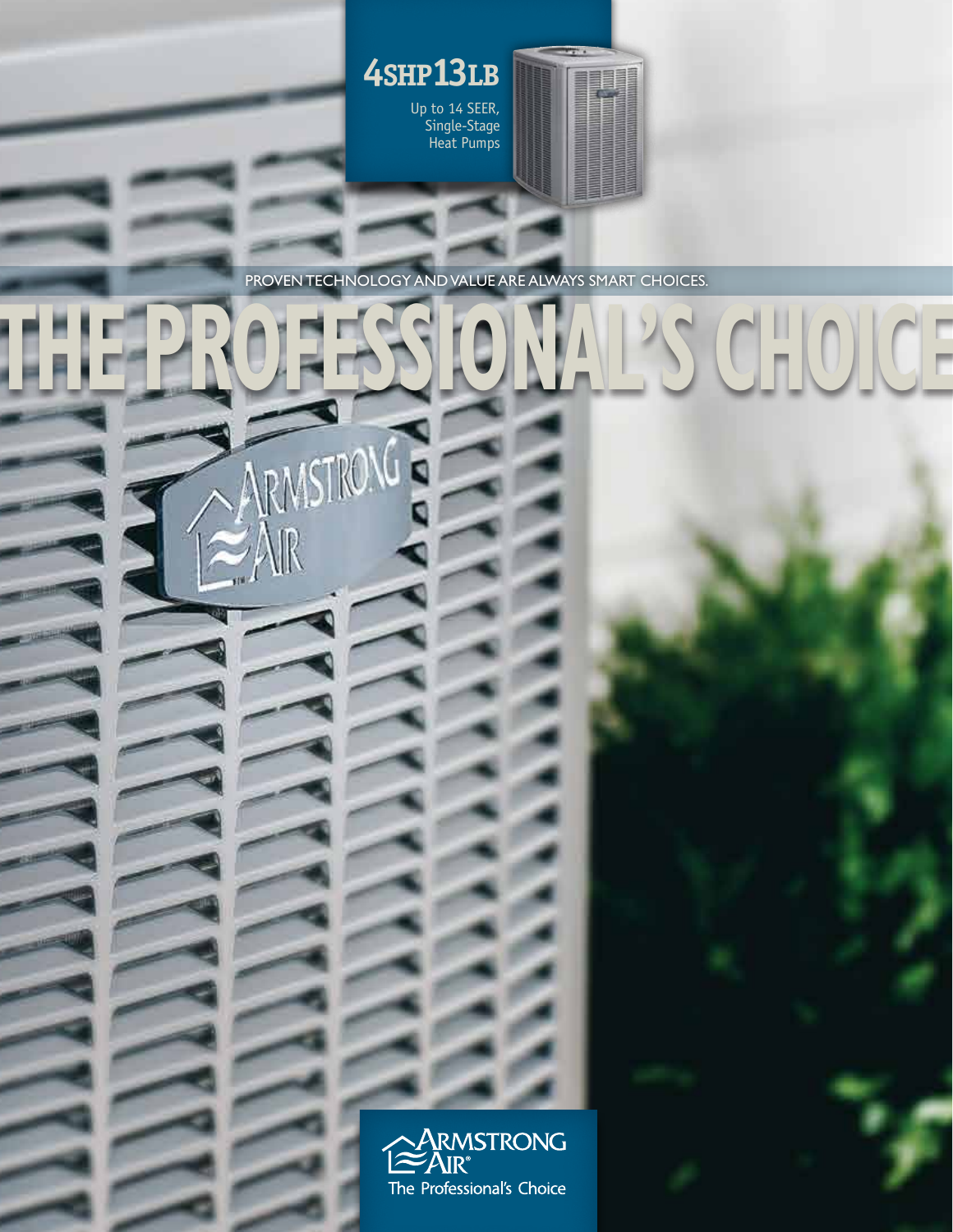# 4SHP13LB

Up to 14 SEER, Single-Stage Heat Pumps

PROVEN TECHNOLOGY AND VALUE ARE ALWAYS SMART CHOICES.

# THE PROFESSIONAL'S CHOICE

ARMSTRONG AIR®

The Professional's Choice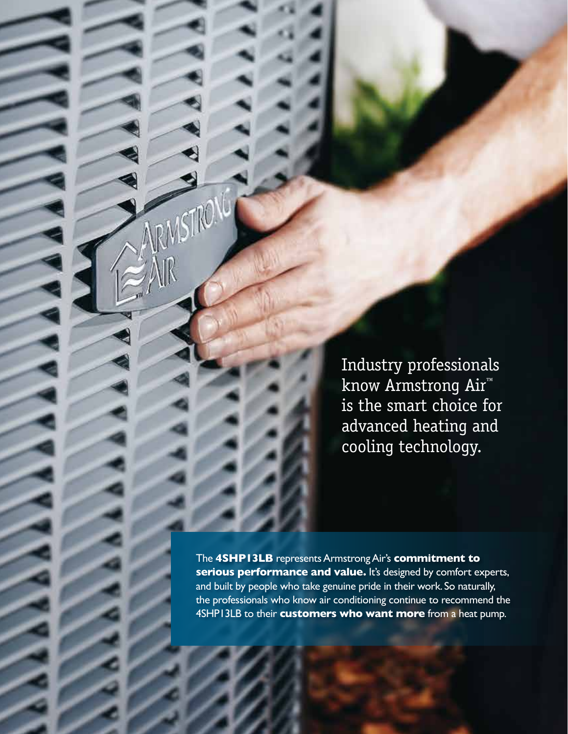Industry professionals know Armstrong Air™ is the smart choice for advanced heating and cooling technology.

The **4SHP13LB** represents Armstrong Air's **commitment to serious performance and value.** It's designed by comfort experts, and built by people who take genuine pride in their work. So naturally, the professionals who know air conditioning continue to recommend the 4SHP13LB to their **customers who want more** from a heat pump.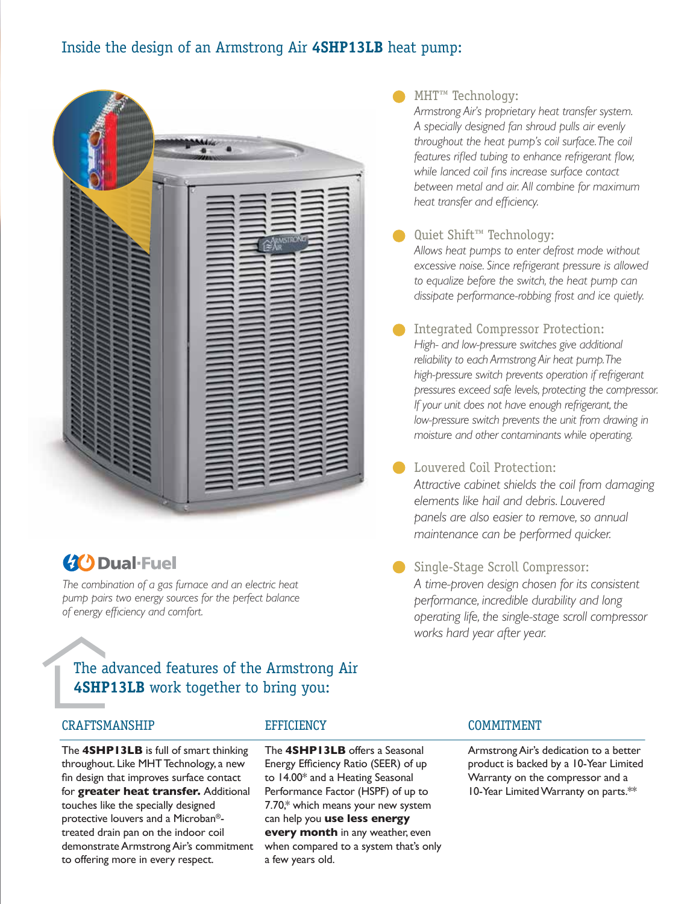# Inside the design of an Armstrong Air **4SHP13LB** heat pump:

### MHT™ Technology:

*Armstrong Air's proprietary heat transfer system. A specially designed fan shroud pulls air evenly throughout the heat pump's coil surface. The coil features rifled tubing to enhance refrigerant flow, while lanced coil fins increase surface contact between metal and air. All combine for maximum heat transfer and efficiency.*

### Quiet Shift™ Technology:

*Allows heat pumps to enter defrost mode without excessive noise. Since refrigerant pressure is allowed to equalize before the switch, the heat pump can dissipate performance-robbing frost and ice quietly.*

### Integrated Compressor Protection:

*High- and low-pressure switches give additional reliability to each Armstrong Air heat pump. The high-pressure switch prevents operation if refrigerant pressures exceed safe levels, protecting the compressor. If your unit does not have enough refrigerant, the low-pressure switch prevents the unit from drawing in moisture and other contaminants while operating.*

### Louvered Coil Protection:

*Attractive cabinet shields the coil from damaging elements like hail and debris. Louvered panels are also easier to remove, so annual maintenance can be performed quicker.*

### Single-Stage Scroll Compressor:

*A time-proven design chosen for its consistent performance, incredible durability and long operating life, the single-stage scroll compressor works hard year after year.*

### Dual·Fuel

*The combination of a gas furnace and an electric heat pump pairs two energy sources for the perfect balance of energy efficiency and comfort.*

## The advanced features of the Armstrong Air **4SHP13LB** work together to bring you:

### CRAFTSMANSHIP

The **4SHP13LB** is full of smart thinking throughout. Like MHT Technology, a new fin design that improves surface contact for **greater heat transfer.** Additional touches like the specially designed protective louvers and a Microban®-treated drain pan on the indoor coil demonstrate Armstrong Air's commitment to offering more in every respect.

### EFFICIENCY

The **4SHP13LB** offers a Seasonal Energy Efficiency Ratio (SEER) of up to 14.00* and a Heating Seasonal Performance Factor (HSPF) of up to 7.70,* which means your new system can help you **use less energy every month** in any weather, even when compared to a system that's only a few years old.

### COMMITMENT

Armstrong Air's dedication to a better product is backed by a 10-Year Limited Warranty on the compressor and a 10-Year Limited Warranty on parts.**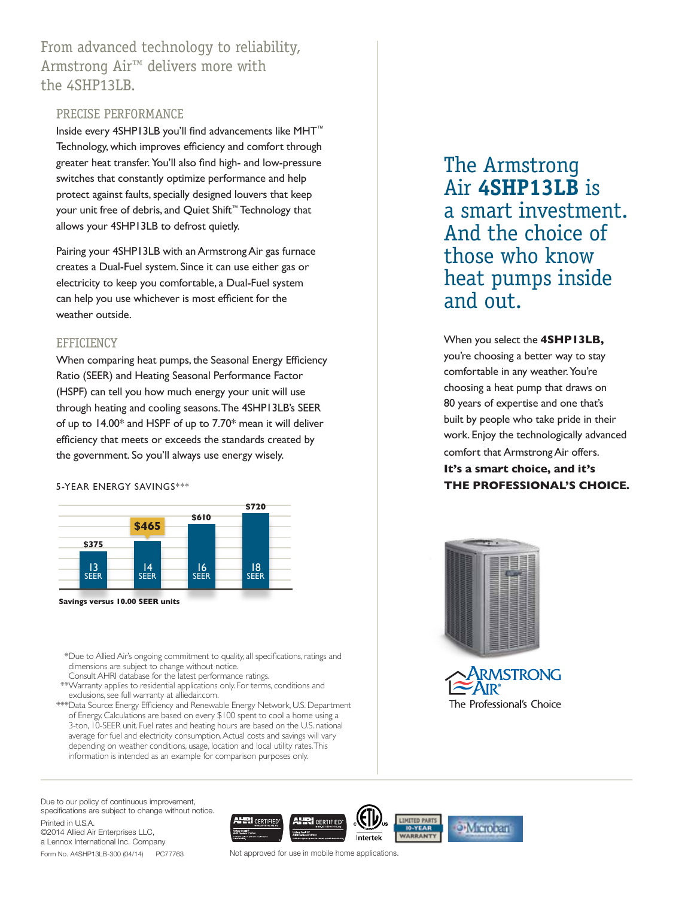# From advanced technology to reliability, Armstrong Air™ delivers more with the 4SHP13LB.

## PRECISE PERFORMANCE

Inside every 4SHP13LB you'll find advancements like MHT™ Technology, which improves efficiency and comfort through greater heat transfer. You'll also find high- and low-pressure switches that constantly optimize performance and help protect against faults, specially designed louvers that keep your unit free of debris, and Quiet Shift™ Technology that allows your 4SHP13LB to defrost quietly.

Pairing your 4SHP13LB with an Armstrong Air gas furnace creates a Dual-Fuel system. Since it can use either gas or electricity to keep you comfortable, a Dual-Fuel system can help you use whichever is most efficient for the weather outside.

## EFFICIENCY

When comparing heat pumps, the Seasonal Energy Efficiency Ratio (SEER) and Heating Seasonal Performance Factor (HSPF) can tell you how much energy your unit will use through heating and cooling seasons. The 4SHP13LB's SEER of up to 14.00* and HSPF of up to 7.70* mean it will deliver efficiency that meets or exceeds the standards created by the government. So you'll always use energy wisely.

5-YEAR ENERGY SAVINGS***

$375
13 SEER
$465
14 SEER
$610
16 SEER
$720
18 SEER

**Savings versus 10.00 SEER units**

*Due to Allied Air's ongoing commitment to quality, all specifications, ratings and dimensions are subject to change without notice.
Consult AHRI database for the latest performance ratings.

**Warranty applies to residential applications only. For terms, conditions and exclusions, see full warranty at alliedair.com.

***Data Source: Energy Efficiency and Renewable Energy Network, U.S. Department of Energy. Calculations are based on every $100 spent to cool a home using a 3-ton, 10-SEER unit. Fuel rates and heating hours are based on the U.S. national average for fuel and electricity consumption. Actual costs and savings will vary depending on weather conditions, usage, location and local utility rates. This information is intended as an example for comparison purposes only.

## The Armstrong Air **4SHP13LB** is a smart investment. And the choice of those who know heat pumps inside and out.

When you select the **4SHP13LB,** you're choosing a better way to stay comfortable in any weather. You're choosing a heat pump that draws on 80 years of expertise and one that's built by people who take pride in their work. Enjoy the technologically advanced comfort that Armstrong Air offers. **It's a smart choice, and it's THE PROFESSIONAL'S CHOICE.**

ARMSTRONG AIR®
The Professional's Choice

Due to our policy of continuous improvement, specifications are subject to change without notice.

Printed in U.S.A.
©2014 Allied Air Enterprises LLC, a Lennox International Inc. Company

Form No. A4SHP13LB-300 (04/14) PC77763

AHRI CERTIFIED® AHRI CERTIFIED® Intertek LIMITED PARTS 10-YEAR WARRANTY Microban

Not approved for use in mobile home applications.